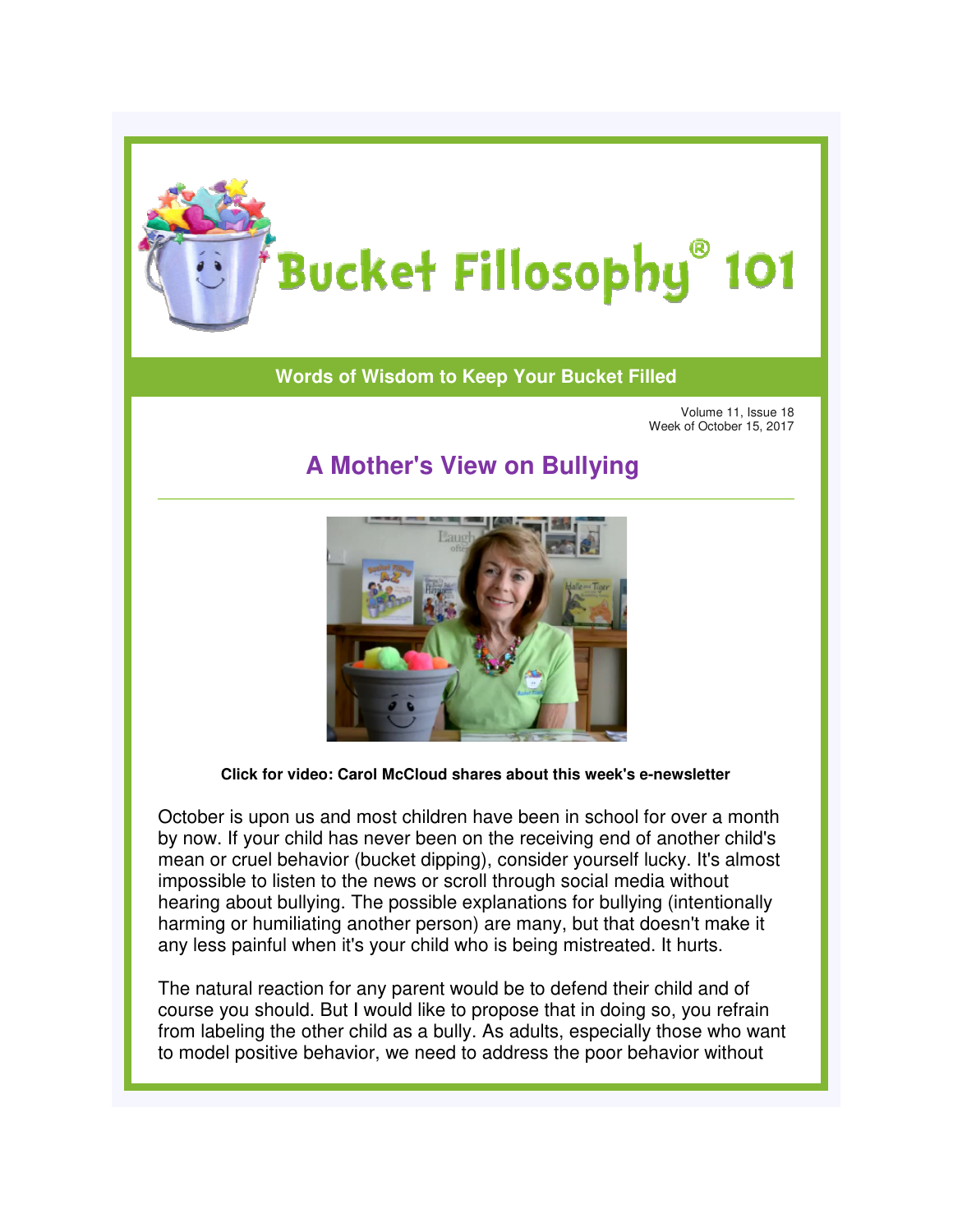# Bucket Fillosophy® 101

**Words of Wisdom to Keep Your Bucket Filled**

Volume 11, Issue 18
Week of October 15, 2017

## A Mother's View on Bullying

**Click for video: Carol McCloud shares about this week's e-newsletter**

October is upon us and most children have been in school for over a month by now. If your child has never been on the receiving end of another child's mean or cruel behavior (bucket dipping), consider yourself lucky. It's almost impossible to listen to the news or scroll through social media without hearing about bullying. The possible explanations for bullying (intentionally harming or humiliating another person) are many, but that doesn't make it any less painful when it's your child who is being mistreated. It hurts.

The natural reaction for any parent would be to defend their child and of course you should. But I would like to propose that in doing so, you refrain from labeling the other child as a bully. As adults, especially those who want to model positive behavior, we need to address the poor behavior without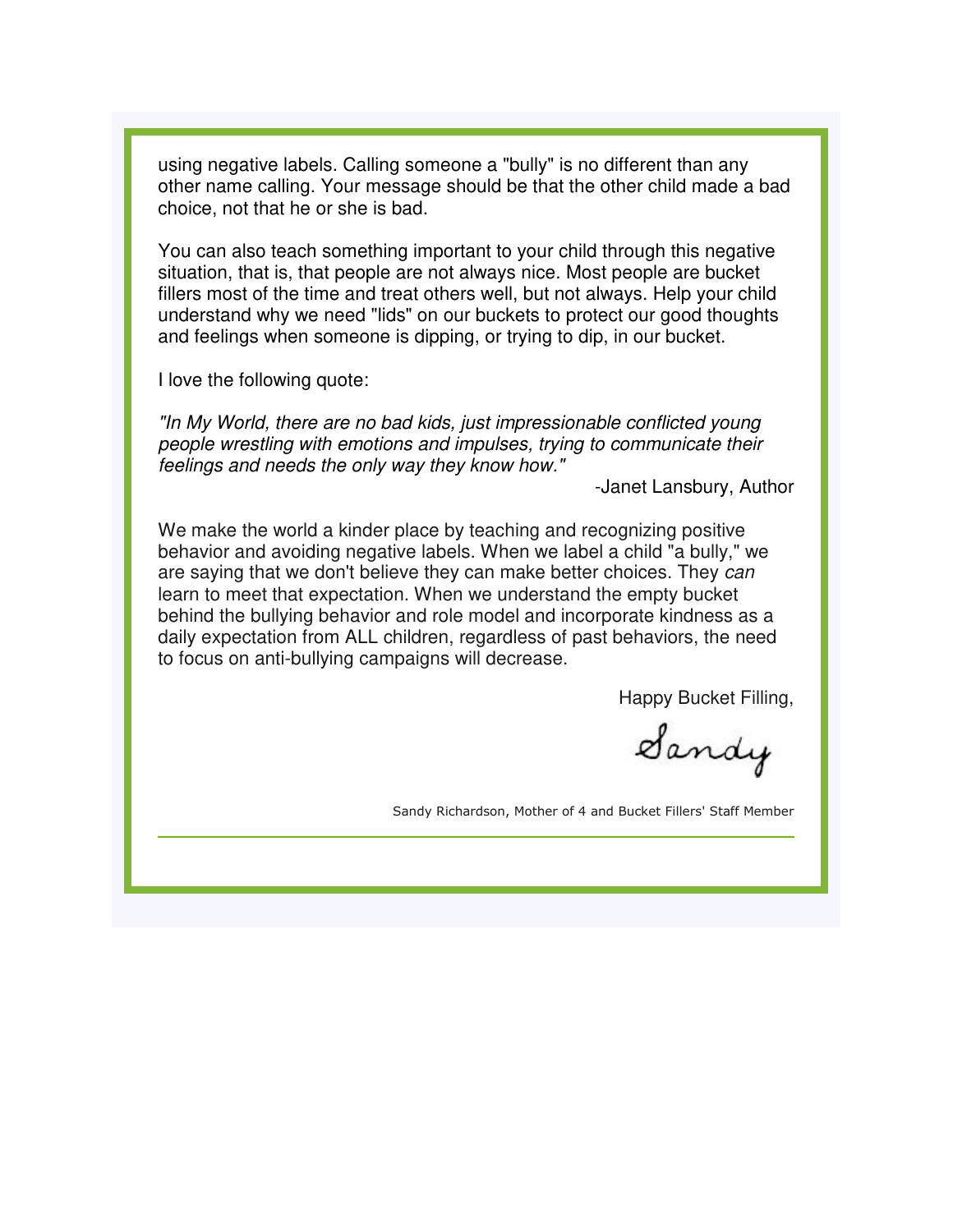using negative labels. Calling someone a "bully" is no different than any other name calling. Your message should be that the other child made a bad choice, not that he or she is bad.

You can also teach something important to your child through this negative situation, that is, that people are not always nice. Most people are bucket fillers most of the time and treat others well, but not always. Help your child understand why we need "lids" on our buckets to protect our good thoughts and feelings when someone is dipping, or trying to dip, in our bucket.

I love the following quote:

*"In My World, there are no bad kids, just impressionable conflicted young people wrestling with emotions and impulses, trying to communicate their feelings and needs the only way they know how."*

-Janet Lansbury, Author

We make the world a kinder place by teaching and recognizing positive behavior and avoiding negative labels. When we label a child "a bully," we are saying that we don't believe they can make better choices. They *can* learn to meet that expectation. When we understand the empty bucket behind the bullying behavior and role model and incorporate kindness as a daily expectation from ALL children, regardless of past behaviors, the need to focus on anti-bullying campaigns will decrease.

Happy Bucket Filling,

Sandy

Sandy Richardson, Mother of 4 and Bucket Fillers' Staff Member